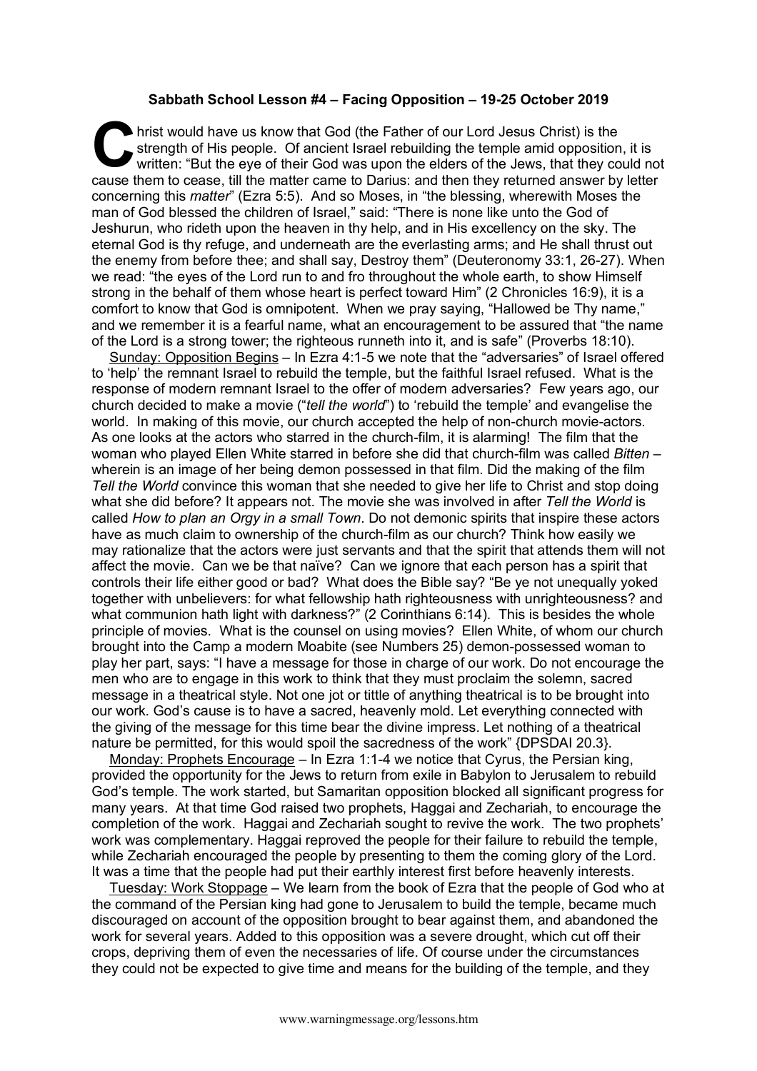**Sabbath School Lesson #4 – Facing Opposition – 19-25 October 2019**

Christ would have us know that God (the Father of our Lord Jesus Christ) is the strength of His people. Of ancient Israel rebuilding the temple amid opposition, it is written: "But the eye of their God was upon the elders of the Jews, that they could not cause them to cease, till the matter came to Darius: and then they returned answer by letter concerning this *matter*" (Ezra 5:5). And so Moses, in "the blessing, wherewith Moses the man of God blessed the children of Israel," said: "There is none like unto the God of Jeshurun, who rideth upon the heaven in thy help, and in His excellency on the sky. The eternal God is thy refuge, and underneath are the everlasting arms; and He shall thrust out the enemy from before thee; and shall say, Destroy them" (Deuteronomy 33:1, 26-27). When we read: "the eyes of the Lord run to and fro throughout the whole earth, to show Himself strong in the behalf of them whose heart is perfect toward Him" (2 Chronicles 16:9), it is a comfort to know that God is omnipotent. When we pray saying, "Hallowed be Thy name," and we remember it is a fearful name, what an encouragement to be assured that "the name of the Lord is a strong tower; the righteous runneth into it, and is safe" (Proverbs 18:10).

Sunday: Opposition Begins – In Ezra 4:1-5 we note that the "adversaries" of Israel offered to 'help' the remnant Israel to rebuild the temple, but the faithful Israel refused. What is the response of modern remnant Israel to the offer of modern adversaries? Few years ago, our church decided to make a movie ("*tell the world*") to 'rebuild the temple' and evangelise the world. In making of this movie, our church accepted the help of non-church movie-actors. As one looks at the actors who starred in the church-film, it is alarming! The film that the woman who played Ellen White starred in before she did that church-film was called *Bitten* – wherein is an image of her being demon possessed in that film. Did the making of the film *Tell the World* convince this woman that she needed to give her life to Christ and stop doing what she did before? It appears not. The movie she was involved in after *Tell the World* is called *How to plan an Orgy in a small Town*. Do not demonic spirits that inspire these actors have as much claim to ownership of the church-film as our church? Think how easily we may rationalize that the actors were just servants and that the spirit that attends them will not affect the movie. Can we be that naïve? Can we ignore that each person has a spirit that controls their life either good or bad? What does the Bible say? "Be ye not unequally yoked together with unbelievers: for what fellowship hath righteousness with unrighteousness? and what communion hath light with darkness?" (2 Corinthians 6:14). This is besides the whole principle of movies. What is the counsel on using movies? Ellen White, of whom our church brought into the Camp a modern Moabite (see Numbers 25) demon-possessed woman to play her part, says: "I have a message for those in charge of our work. Do not encourage the men who are to engage in this work to think that they must proclaim the solemn, sacred message in a theatrical style. Not one jot or tittle of anything theatrical is to be brought into our work. God's cause is to have a sacred, heavenly mold. Let everything connected with the giving of the message for this time bear the divine impress. Let nothing of a theatrical nature be permitted, for this would spoil the sacredness of the work" {DPSDAI 20.3}.

Monday: Prophets Encourage – In Ezra 1:1-4 we notice that Cyrus, the Persian king, provided the opportunity for the Jews to return from exile in Babylon to Jerusalem to rebuild God's temple. The work started, but Samaritan opposition blocked all significant progress for many years. At that time God raised two prophets, Haggai and Zechariah, to encourage the completion of the work. Haggai and Zechariah sought to revive the work. The two prophets' work was complementary. Haggai reproved the people for their failure to rebuild the temple, while Zechariah encouraged the people by presenting to them the coming glory of the Lord. It was a time that the people had put their earthly interest first before heavenly interests.

Tuesday: Work Stoppage – We learn from the book of Ezra that the people of God who at the command of the Persian king had gone to Jerusalem to build the temple, became much discouraged on account of the opposition brought to bear against them, and abandoned the work for several years. Added to this opposition was a severe drought, which cut off their crops, depriving them of even the necessaries of life. Of course under the circumstances they could not be expected to give time and means for the building of the temple, and they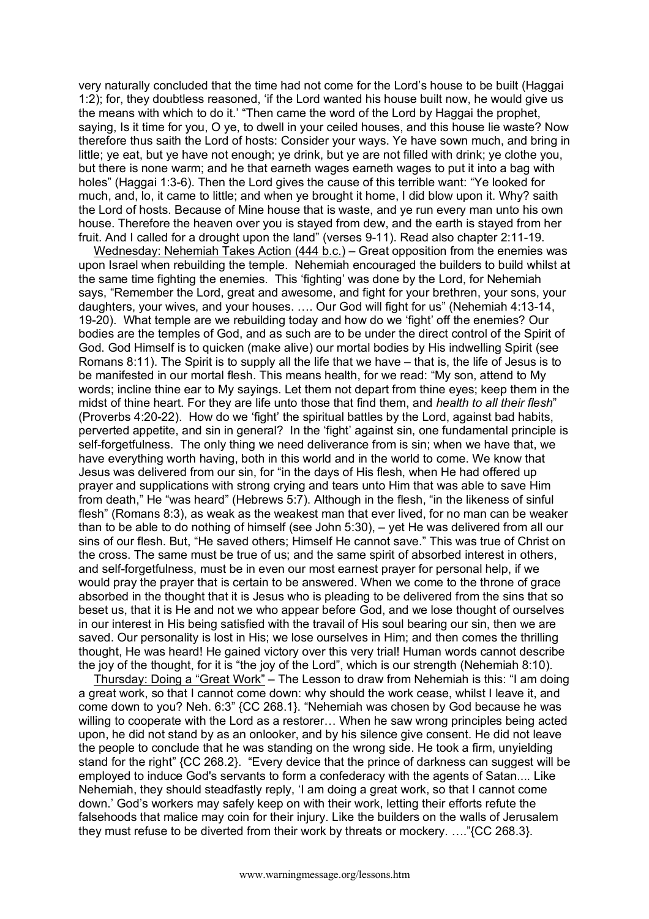very naturally concluded that the time had not come for the Lord's house to be built (Haggai 1:2); for, they doubtless reasoned, 'if the Lord wanted his house built now, he would give us the means with which to do it.' "Then came the word of the Lord by Haggai the prophet, saying, Is it time for you, O ye, to dwell in your ceiled houses, and this house lie waste? Now therefore thus saith the Lord of hosts: Consider your ways. Ye have sown much, and bring in little; ye eat, but ye have not enough; ye drink, but ye are not filled with drink; ye clothe you, but there is none warm; and he that earneth wages earneth wages to put it into a bag with holes" (Haggai 1:3-6). Then the Lord gives the cause of this terrible want: "Ye looked for much, and, lo, it came to little; and when ye brought it home, I did blow upon it. Why? saith the Lord of hosts. Because of Mine house that is waste, and ye run every man unto his own house. Therefore the heaven over you is stayed from dew, and the earth is stayed from her fruit. And I called for a drought upon the land" (verses 9-11). Read also chapter 2:11-19.

Wednesday: Nehemiah Takes Action (444 b.c.) – Great opposition from the enemies was upon Israel when rebuilding the temple. Nehemiah encouraged the builders to build whilst at the same time fighting the enemies. This 'fighting' was done by the Lord, for Nehemiah says, "Remember the Lord, great and awesome, and fight for your brethren, your sons, your daughters, your wives, and your houses. …. Our God will fight for us" (Nehemiah 4:13-14, 19-20). What temple are we rebuilding today and how do we 'fight' off the enemies? Our bodies are the temples of God, and as such are to be under the direct control of the Spirit of God. God Himself is to quicken (make alive) our mortal bodies by His indwelling Spirit (see Romans 8:11). The Spirit is to supply all the life that we have – that is, the life of Jesus is to be manifested in our mortal flesh. This means health, for we read: "My son, attend to My words; incline thine ear to My sayings. Let them not depart from thine eyes; keep them in the midst of thine heart. For they are life unto those that find them, and *health to all their flesh*" (Proverbs 4:20-22). How do we 'fight' the spiritual battles by the Lord, against bad habits, perverted appetite, and sin in general? In the 'fight' against sin, one fundamental principle is self-forgetfulness. The only thing we need deliverance from is sin; when we have that, we have everything worth having, both in this world and in the world to come. We know that Jesus was delivered from our sin, for "in the days of His flesh, when He had offered up prayer and supplications with strong crying and tears unto Him that was able to save Him from death," He "was heard" (Hebrews 5:7). Although in the flesh, "in the likeness of sinful flesh" (Romans 8:3), as weak as the weakest man that ever lived, for no man can be weaker than to be able to do nothing of himself (see John 5:30), – yet He was delivered from all our sins of our flesh. But, "He saved others; Himself He cannot save." This was true of Christ on the cross. The same must be true of us; and the same spirit of absorbed interest in others, and self-forgetfulness, must be in even our most earnest prayer for personal help, if we would pray the prayer that is certain to be answered. When we come to the throne of grace absorbed in the thought that it is Jesus who is pleading to be delivered from the sins that so beset us, that it is He and not we who appear before God, and we lose thought of ourselves in our interest in His being satisfied with the travail of His soul bearing our sin, then we are saved. Our personality is lost in His; we lose ourselves in Him; and then comes the thrilling thought, He was heard! He gained victory over this very trial! Human words cannot describe the joy of the thought, for it is "the joy of the Lord", which is our strength (Nehemiah 8:10).

Thursday: Doing a "Great Work" – The Lesson to draw from Nehemiah is this: "I am doing a great work, so that I cannot come down: why should the work cease, whilst I leave it, and come down to you? Neh. 6:3" {CC 268.1}. "Nehemiah was chosen by God because he was willing to cooperate with the Lord as a restorer… When he saw wrong principles being acted upon, he did not stand by as an onlooker, and by his silence give consent. He did not leave the people to conclude that he was standing on the wrong side. He took a firm, unyielding stand for the right" {CC 268.2}. "Every device that the prince of darkness can suggest will be employed to induce God's servants to form a confederacy with the agents of Satan.... Like Nehemiah, they should steadfastly reply, 'I am doing a great work, so that I cannot come down.' God's workers may safely keep on with their work, letting their efforts refute the falsehoods that malice may coin for their injury. Like the builders on the walls of Jerusalem they must refuse to be diverted from their work by threats or mockery. …."{CC 268.3}.